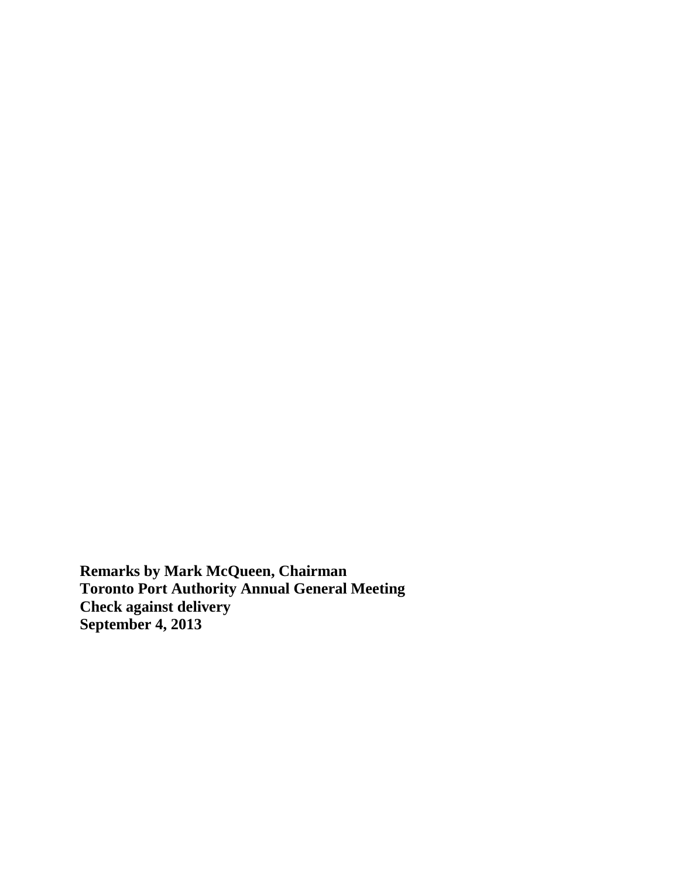**Remarks by Mark McQueen, Chairman**
**Toronto Port Authority Annual General Meeting**
**Check against delivery**
**September 4, 2013**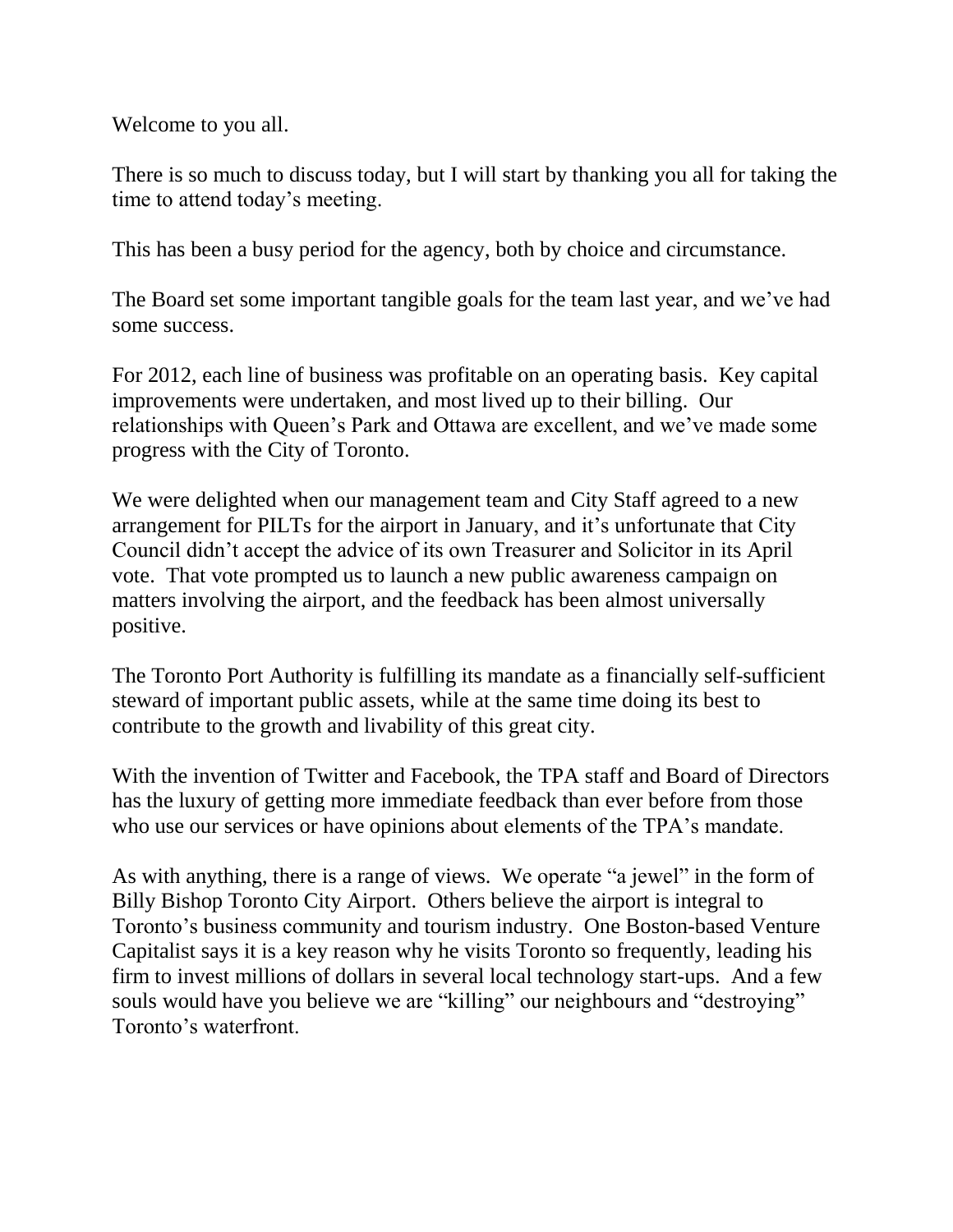Welcome to you all.

There is so much to discuss today, but I will start by thanking you all for taking the time to attend today's meeting.

This has been a busy period for the agency, both by choice and circumstance.

The Board set some important tangible goals for the team last year, and we've had some success.

For 2012, each line of business was profitable on an operating basis. Key capital improvements were undertaken, and most lived up to their billing. Our relationships with Queen's Park and Ottawa are excellent, and we've made some progress with the City of Toronto.

We were delighted when our management team and City Staff agreed to a new arrangement for PILTs for the airport in January, and it's unfortunate that City Council didn't accept the advice of its own Treasurer and Solicitor in its April vote. That vote prompted us to launch a new public awareness campaign on matters involving the airport, and the feedback has been almost universally positive.

The Toronto Port Authority is fulfilling its mandate as a financially self-sufficient steward of important public assets, while at the same time doing its best to contribute to the growth and livability of this great city.

With the invention of Twitter and Facebook, the TPA staff and Board of Directors has the luxury of getting more immediate feedback than ever before from those who use our services or have opinions about elements of the TPA's mandate.

As with anything, there is a range of views. We operate "a jewel" in the form of Billy Bishop Toronto City Airport. Others believe the airport is integral to Toronto's business community and tourism industry. One Boston-based Venture Capitalist says it is a key reason why he visits Toronto so frequently, leading his firm to invest millions of dollars in several local technology start-ups. And a few souls would have you believe we are "killing" our neighbours and "destroying" Toronto's waterfront.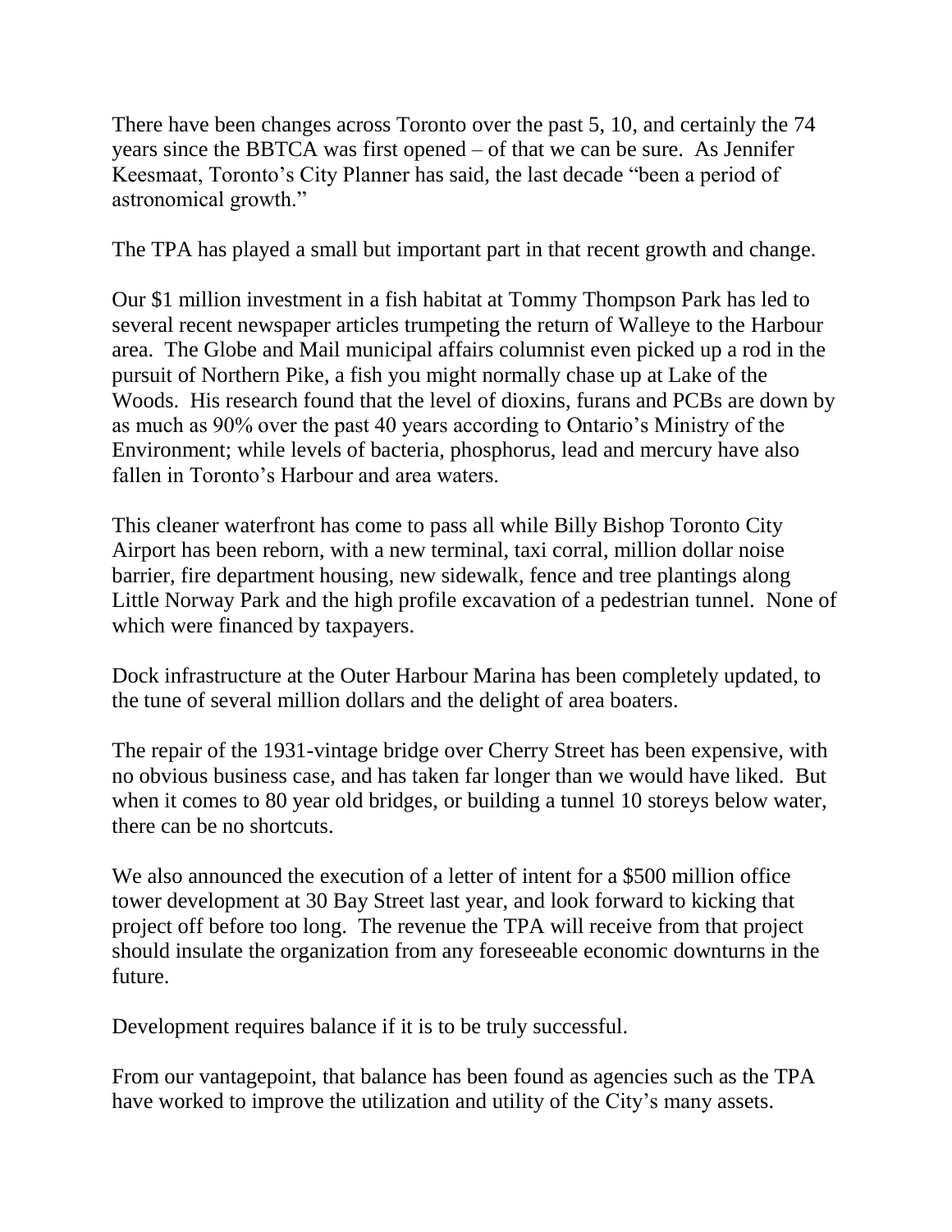There have been changes across Toronto over the past 5, 10, and certainly the 74 years since the BBTCA was first opened – of that we can be sure. As Jennifer Keesmaat, Toronto's City Planner has said, the last decade "been a period of astronomical growth."

The TPA has played a small but important part in that recent growth and change.

Our $1 million investment in a fish habitat at Tommy Thompson Park has led to several recent newspaper articles trumpeting the return of Walleye to the Harbour area. The Globe and Mail municipal affairs columnist even picked up a rod in the pursuit of Northern Pike, a fish you might normally chase up at Lake of the Woods. His research found that the level of dioxins, furans and PCBs are down by as much as 90% over the past 40 years according to Ontario's Ministry of the Environment; while levels of bacteria, phosphorus, lead and mercury have also fallen in Toronto's Harbour and area waters.

This cleaner waterfront has come to pass all while Billy Bishop Toronto City Airport has been reborn, with a new terminal, taxi corral, million dollar noise barrier, fire department housing, new sidewalk, fence and tree plantings along Little Norway Park and the high profile excavation of a pedestrian tunnel. None of which were financed by taxpayers.

Dock infrastructure at the Outer Harbour Marina has been completely updated, to the tune of several million dollars and the delight of area boaters.

The repair of the 1931-vintage bridge over Cherry Street has been expensive, with no obvious business case, and has taken far longer than we would have liked. But when it comes to 80 year old bridges, or building a tunnel 10 storeys below water, there can be no shortcuts.

We also announced the execution of a letter of intent for a $500 million office tower development at 30 Bay Street last year, and look forward to kicking that project off before too long. The revenue the TPA will receive from that project should insulate the organization from any foreseeable economic downturns in the future.

Development requires balance if it is to be truly successful.

From our vantagepoint, that balance has been found as agencies such as the TPA have worked to improve the utilization and utility of the City's many assets.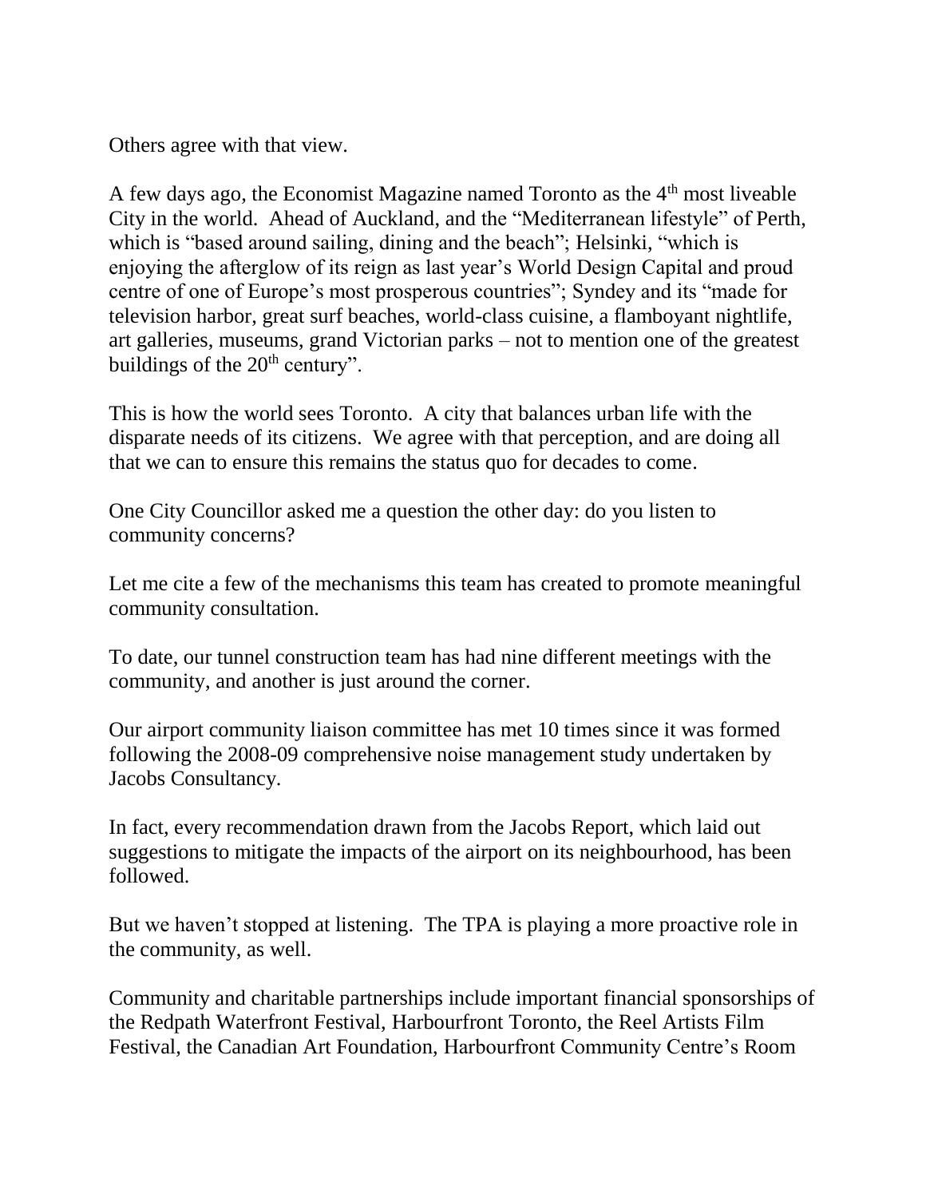Others agree with that view.

A few days ago, the Economist Magazine named Toronto as the 4th most liveable City in the world. Ahead of Auckland, and the "Mediterranean lifestyle" of Perth, which is "based around sailing, dining and the beach"; Helsinki, "which is enjoying the afterglow of its reign as last year's World Design Capital and proud centre of one of Europe's most prosperous countries"; Syndey and its "made for television harbor, great surf beaches, world-class cuisine, a flamboyant nightlife, art galleries, museums, grand Victorian parks – not to mention one of the greatest buildings of the 20th century".

This is how the world sees Toronto. A city that balances urban life with the disparate needs of its citizens. We agree with that perception, and are doing all that we can to ensure this remains the status quo for decades to come.

One City Councillor asked me a question the other day: do you listen to community concerns?

Let me cite a few of the mechanisms this team has created to promote meaningful community consultation.

To date, our tunnel construction team has had nine different meetings with the community, and another is just around the corner.

Our airport community liaison committee has met 10 times since it was formed following the 2008-09 comprehensive noise management study undertaken by Jacobs Consultancy.

In fact, every recommendation drawn from the Jacobs Report, which laid out suggestions to mitigate the impacts of the airport on its neighbourhood, has been followed.

But we haven't stopped at listening. The TPA is playing a more proactive role in the community, as well.

Community and charitable partnerships include important financial sponsorships of the Redpath Waterfront Festival, Harbourfront Toronto, the Reel Artists Film Festival, the Canadian Art Foundation, Harbourfront Community Centre's Room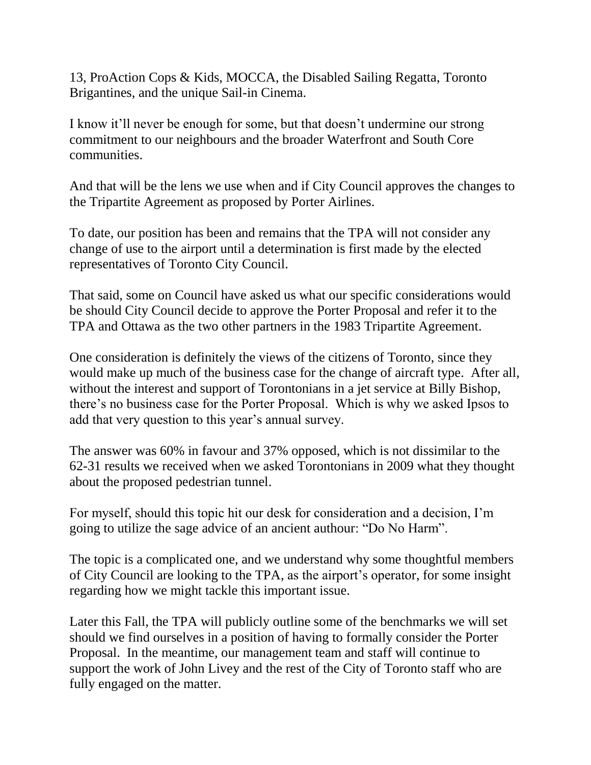13, ProAction Cops & Kids, MOCCA, the Disabled Sailing Regatta, Toronto Brigantines, and the unique Sail-in Cinema.

I know it'll never be enough for some, but that doesn't undermine our strong commitment to our neighbours and the broader Waterfront and South Core communities.

And that will be the lens we use when and if City Council approves the changes to the Tripartite Agreement as proposed by Porter Airlines.

To date, our position has been and remains that the TPA will not consider any change of use to the airport until a determination is first made by the elected representatives of Toronto City Council.

That said, some on Council have asked us what our specific considerations would be should City Council decide to approve the Porter Proposal and refer it to the TPA and Ottawa as the two other partners in the 1983 Tripartite Agreement.

One consideration is definitely the views of the citizens of Toronto, since they would make up much of the business case for the change of aircraft type. After all, without the interest and support of Torontonians in a jet service at Billy Bishop, there's no business case for the Porter Proposal. Which is why we asked Ipsos to add that very question to this year's annual survey.

The answer was 60% in favour and 37% opposed, which is not dissimilar to the 62-31 results we received when we asked Torontonians in 2009 what they thought about the proposed pedestrian tunnel.

For myself, should this topic hit our desk for consideration and a decision, I'm going to utilize the sage advice of an ancient authour: "Do No Harm".

The topic is a complicated one, and we understand why some thoughtful members of City Council are looking to the TPA, as the airport's operator, for some insight regarding how we might tackle this important issue.

Later this Fall, the TPA will publicly outline some of the benchmarks we will set should we find ourselves in a position of having to formally consider the Porter Proposal. In the meantime, our management team and staff will continue to support the work of John Livey and the rest of the City of Toronto staff who are fully engaged on the matter.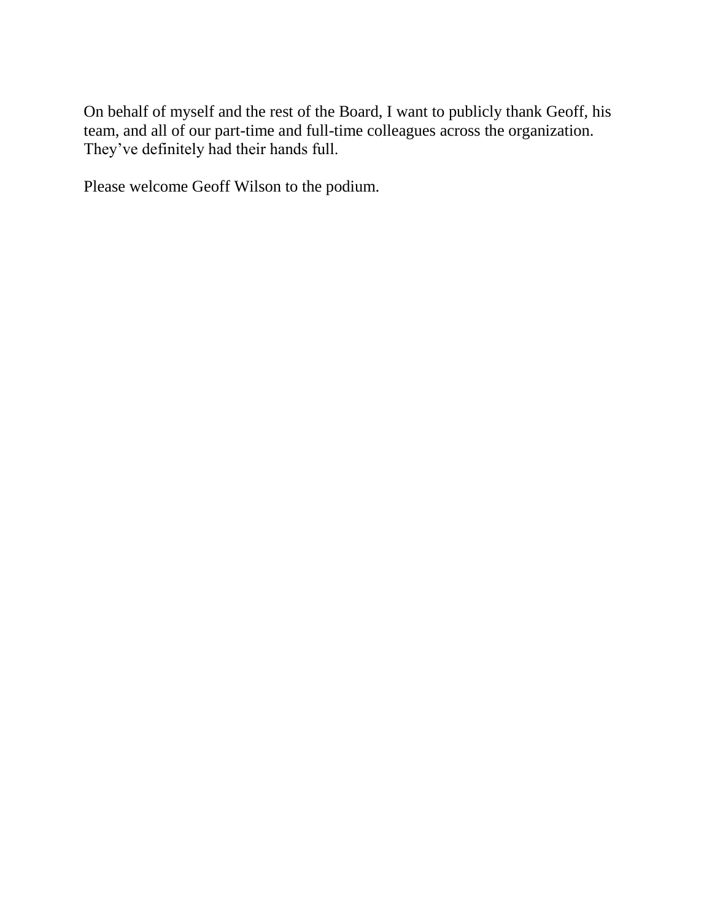On behalf of myself and the rest of the Board, I want to publicly thank Geoff, his team, and all of our part-time and full-time colleagues across the organization. They've definitely had their hands full.

Please welcome Geoff Wilson to the podium.